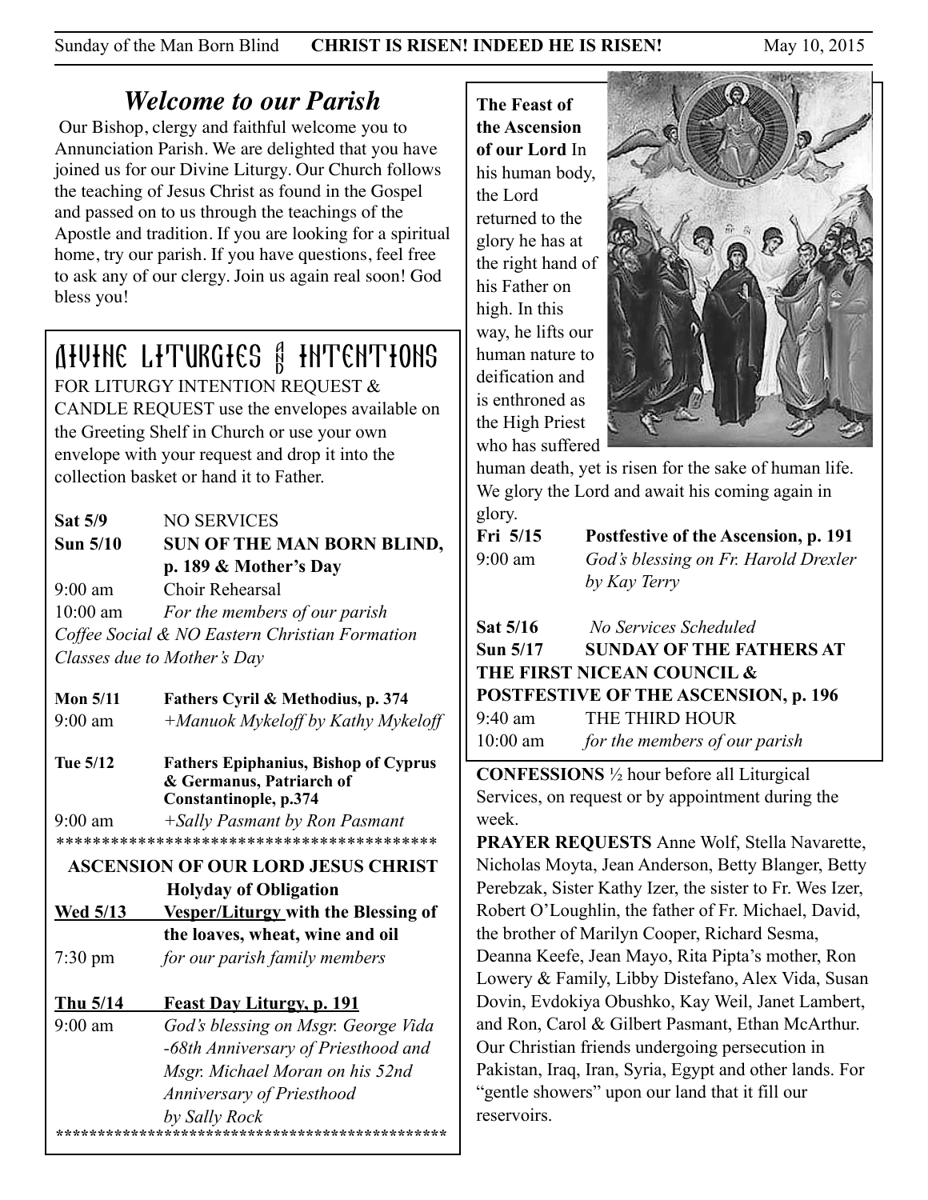## *Welcome to our Parish*

Our Bishop, clergy and faithful welcome you to Annunciation Parish. We are delighted that you have joined us for our Divine Liturgy. Our Church follows the teaching of Jesus Christ as found in the Gospel and passed on to us through the teachings of the Apostle and tradition. If you are looking for a spiritual home, try our parish. If you have questions, feel free to ask any of our clergy. Join us again real soon! God bless you!

## DIVINE LITURGIES AND INTENTIONS

FOR LITURGY INTENTION REQUEST & CANDLE REQUEST use the envelopes available on the Greeting Shelf in Church or use your own envelope with your request and drop it into the collection basket or hand it to Father.

**Sat 5/9** NO SERVICES

**Sun 5/10** **SUN OF THE MAN BORN BLIND, p. 189 & Mother's Day**

9:00 am Choir Rehearsal

10:00 am *For the members of our parish*

*Coffee Social & NO Eastern Christian Formation Classes due to Mother's Day*

**Mon 5/11** **Fathers Cyril & Methodius, p. 374**

9:00 am *+Manuok Mykeloff by Kathy Mykeloff*

**Tue 5/12** **Fathers Epiphanius, Bishop of Cyprus & Germanus, Patriarch of Constantinople, p.374**

9:00 am *+Sally Pasmant by Ron Pasmant*

******************************************

**ASCENSION OF OUR LORD JESUS CHRIST**
**Holyday of Obligation**

**Wed 5/13** **Vesper/Liturgy with the Blessing of the loaves, wheat, wine and oil**

7:30 pm *for our parish family members*

**Thu 5/14** **Feast Day Liturgy, p. 191**

9:00 am *God's blessing on Msgr. George Vida -68th Anniversary of Priesthood and Msgr. Michael Moran on his 52nd Anniversary of Priesthood by Sally Rock*

**********************************************

**The Feast of the Ascension of our Lord** In his human body, the Lord returned to the glory he has at the right hand of his Father on high. In this way, he lifts our human nature to deification and is enthroned as the High Priest who has suffered human death, yet is risen for the sake of human life. We glory the Lord and await his coming again in glory.

**Fri 5/15** **Postfestive of the Ascension, p. 191**

9:00 am *God's blessing on Fr. Harold Drexler by Kay Terry*

**Sat 5/16** *No Services Scheduled*

**Sun 5/17** **SUNDAY OF THE FATHERS AT THE FIRST NICEAN COUNCIL & POSTFESTIVE OF THE ASCENSION, p. 196**

9:40 am THE THIRD HOUR

10:00 am *for the members of our parish*

**CONFESSIONS** ½ hour before all Liturgical Services, on request or by appointment during the week.

**PRAYER REQUESTS** Anne Wolf, Stella Navarette, Nicholas Moyta, Jean Anderson, Betty Blanger, Betty Perebzak, Sister Kathy Izer, the sister to Fr. Wes Izer, Robert O'Loughlin, the father of Fr. Michael, David, the brother of Marilyn Cooper, Richard Sesma, Deanna Keefe, Jean Mayo, Rita Pipta's mother, Ron Lowery & Family, Libby Distefano, Alex Vida, Susan Dovin, Evdokiya Obushko, Kay Weil, Janet Lambert, and Ron, Carol & Gilbert Pasmant, Ethan McArthur. Our Christian friends undergoing persecution in Pakistan, Iraq, Iran, Syria, Egypt and other lands. For "gentle showers" upon our land that it fill our reservoirs.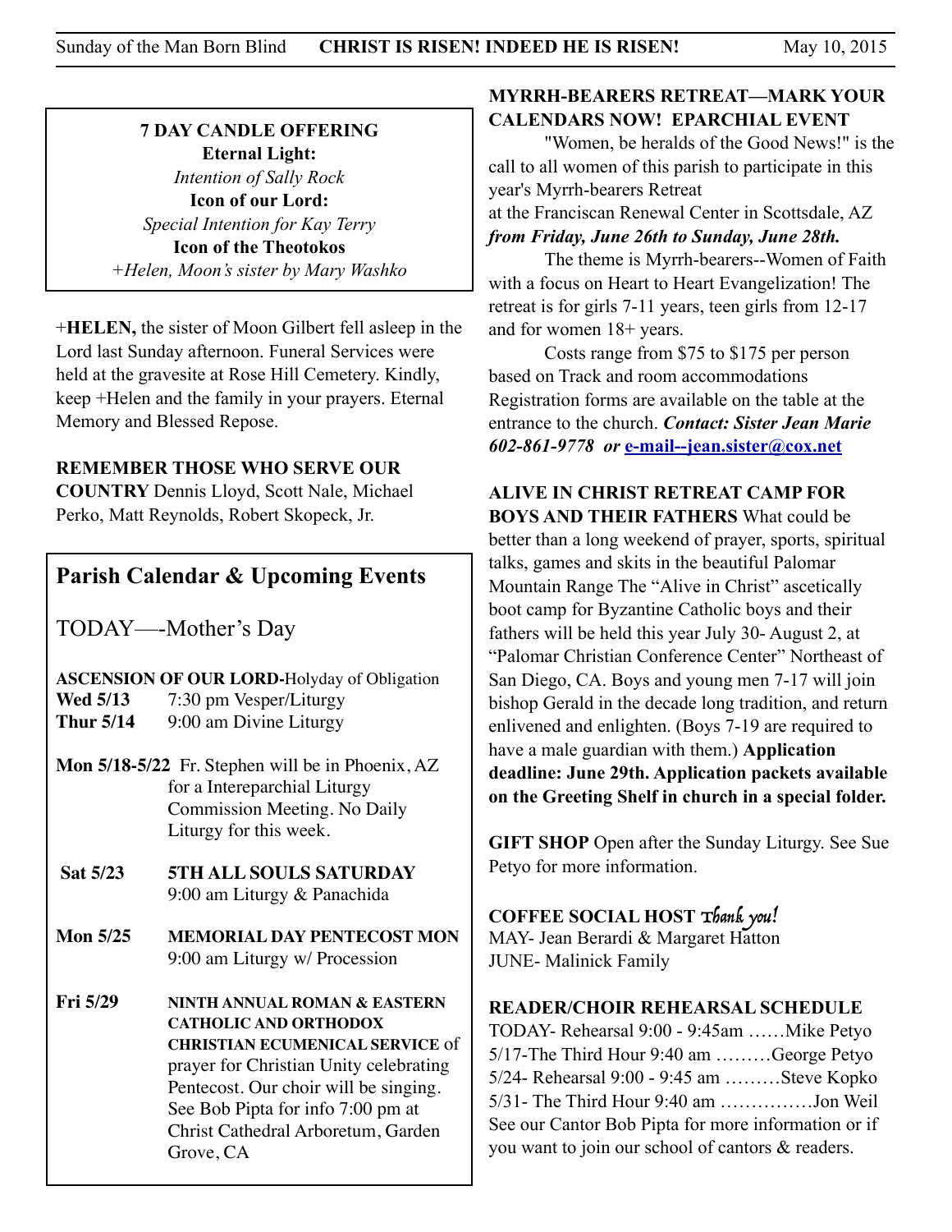**7 DAY CANDLE OFFERING**

**Eternal Light:**

*Intention of Sally Rock*

**Icon of our Lord:**

*Special Intention for Kay Terry*

**Icon of the Theotokos**

*+Helen, Moon's sister by Mary Washko*

+**HELEN,** the sister of Moon Gilbert fell asleep in the Lord last Sunday afternoon. Funeral Services were held at the gravesite at Rose Hill Cemetery. Kindly, keep +Helen and the family in your prayers. Eternal Memory and Blessed Repose.

**REMEMBER THOSE WHO SERVE OUR COUNTRY** Dennis Lloyd, Scott Nale, Michael Perko, Matt Reynolds, Robert Skopeck, Jr.

## Parish Calendar & Upcoming Events

TODAY—-Mother's Day

**ASCENSION OF OUR LORD-**Holyday of Obligation

**Wed 5/13** 7:30 pm Vesper/Liturgy

**Thur 5/14** 9:00 am Divine Liturgy

**Mon 5/18-5/22** Fr. Stephen will be in Phoenix, AZ for a Intereparchial Liturgy Commission Meeting. No Daily Liturgy for this week.

**Sat 5/23** **5TH ALL SOULS SATURDAY** 9:00 am Liturgy & Panachida

**Mon 5/25** **MEMORIAL DAY PENTECOST MON** 9:00 am Liturgy w/ Procession

**Fri 5/29** **NINTH ANNUAL ROMAN & EASTERN CATHOLIC AND ORTHODOX CHRISTIAN ECUMENICAL SERVICE** of prayer for Christian Unity celebrating Pentecost. Our choir will be singing. See Bob Pipta for info 7:00 pm at Christ Cathedral Arboretum, Garden Grove, CA

**MYRRH-BEARERS RETREAT—MARK YOUR CALENDARS NOW! EPARCHIAL EVENT**

"Women, be heralds of the Good News!" is the call to all women of this parish to participate in this year's Myrrh-bearers Retreat at the Franciscan Renewal Center in Scottsdale, AZ ***from Friday, June 26th to Sunday, June 28th.***

The theme is Myrrh-bearers--Women of Faith with a focus on Heart to Heart Evangelization! The retreat is for girls 7-11 years, teen girls from 12-17 and for women 18+ years.

Costs range from $75 to $175 per person based on Track and room accommodations Registration forms are available on the table at the entrance to the church. ***Contact: Sister Jean Marie 602-861-9778 or*** **e-mail--jean.sister@cox.net**

**ALIVE IN CHRIST RETREAT CAMP FOR BOYS AND THEIR FATHERS** What could be better than a long weekend of prayer, sports, spiritual talks, games and skits in the beautiful Palomar Mountain Range The "Alive in Christ" ascetically boot camp for Byzantine Catholic boys and their fathers will be held this year July 30- August 2, at "Palomar Christian Conference Center" Northeast of San Diego, CA. Boys and young men 7-17 will join bishop Gerald in the decade long tradition, and return enlivened and enlighten. (Boys 7-19 are required to have a male guardian with them.) **Application deadline: June 29th. Application packets available on the Greeting Shelf in church in a special folder.**

**GIFT SHOP** Open after the Sunday Liturgy. See Sue Petyo for more information.

**COFFEE SOCIAL HOST** *Thank you!*

MAY- Jean Berardi & Margaret Hatton

JUNE- Malinick Family

**READER/CHOIR REHEARSAL SCHEDULE**

TODAY- Rehearsal 9:00 - 9:45am ……Mike Petyo

5/17-The Third Hour 9:40 am ………George Petyo

5/24- Rehearsal 9:00 - 9:45 am ………Steve Kopko

5/31- The Third Hour 9:40 am ……………Jon Weil

See our Cantor Bob Pipta for more information or if you want to join our school of cantors & readers.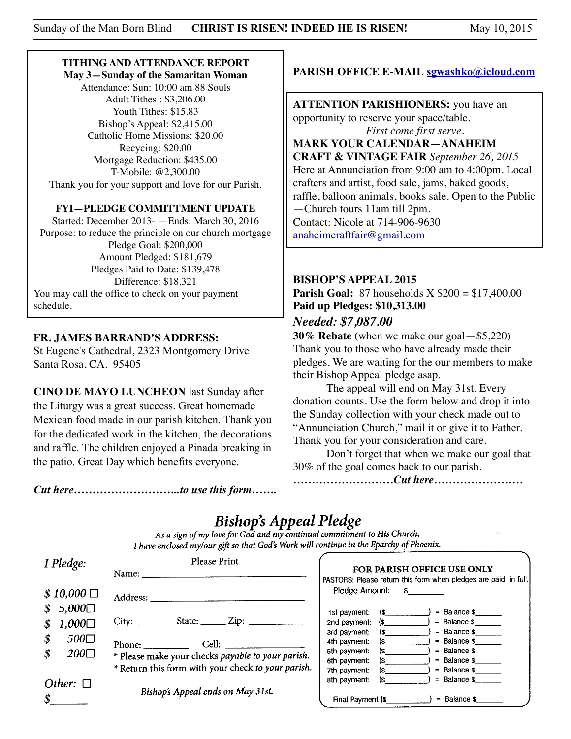**TITHING AND ATTENDANCE REPORT**
**May 3—Sunday of the Samaritan Woman**

Attendance: Sun: 10:00 am 88 Souls
Adult Tithes : $3,206.00
Youth Tithes: $15.83
Bishop's Appeal: $2,415.00
Catholic Home Missions: $20.00
Recycing: $20.00
Mortgage Reduction: $435.00
T-Mobile: @2,300.00
Thank you for your support and love for our Parish.

**FYI—PLEDGE COMMITTMENT UPDATE**

Started: December 2013- —Ends: March 30, 2016
Purpose: to reduce the principle on our church mortgage
Pledge Goal: $200,000
Amount Pledged: $181,679
Pledges Paid to Date: $139,478
Difference: $18,321
You may call the office to check on your payment schedule.

**FR. JAMES BARRAND'S ADDRESS:**
St Eugene's Cathedral, 2323 Montgomery Drive
Santa Rosa, CA. 95405

**CINO DE MAYO LUNCHEON** last Sunday after the Liturgy was a great success. Great homemade Mexican food made in our parish kitchen. Thank you for the dedicated work in the kitchen, the decorations and raffle. The children enjoyed a Pinada breaking in the patio. Great Day which benefits everyone.

***Cut here………………………..to use this form…….***

**PARISH OFFICE E-MAIL** sgwashko@icloud.com

**ATTENTION PARISHIONERS:** you have an opportunity to reserve your space/table.
*First come first serve.*
**MARK YOUR CALENDAR—ANAHEIM CRAFT & VINTAGE FAIR** *September 26, 2015*
Here at Annunciation from 9:00 am to 4:00pm. Local crafters and artist, food sale, jams, baked goods, raffle, balloon animals, books sale. Open to the Public —Church tours 11am till 2pm.
Contact: Nicole at 714-906-9630
anaheimcraftfair@gmail.com

**BISHOP'S APPEAL 2015**
**Parish Goal:** 87 households X $200 = $17,400.00
**Paid up Pledges: $10,313.00**
***Needed: $7,087.00***
**30% Rebate** (when we make our goal—$5,220)
Thank you to those who have already made their pledges. We are waiting for the our members to make their Bishop Appeal pledge asap.

The appeal will end on May 31st. Every donation counts. Use the form below and drop it into the Sunday collection with your check made out to "Annunciation Church," mail it or give it to Father. Thank you for your consideration and care.

Don't forget that when we make our goal that 30% of the goal comes back to our parish.

***………………………Cut here……………………***

## *Bishop's Appeal Pledge*

*As a sign of my love for God and my continual commitment to His Church,*
*I have enclosed my/our gift so that God's Work will continue in the Eparchy of Phoenix.*

*I Pledge:*
*$ 10,000* ☐
*$ 5,000* ☐
*$ 1,000* ☐
*$ 500* ☐
*$ 200* ☐
*Other:* ☐
*$*______

Please Print
Name: ______________________
Address: ______________________
City: _______ State: _____ Zip: __________
Phone: _________ Cell: _______________

* Please make your checks *payable to your parish.*
* Return this form with your check *to your parish.*

*Bishop's Appeal ends on May 31st.*

**FOR PARISH OFFICE USE ONLY**
PASTORS: Please return this form when pledges are paid in full.
Pledge Amount: $________

1st payment: ($_________) = Balance $______
2nd payment: ($_________) = Balance $______
3rd payment: ($_________) = Balance $______
4th payment: ($_________) = Balance $______
5th payment: ($_________) = Balance $______
6th payment: ($_________) = Balance $______
7th payment: ($_________) = Balance $______
8th payment: ($_________) = Balance $______

Final Payment ($_________) = Balance $______